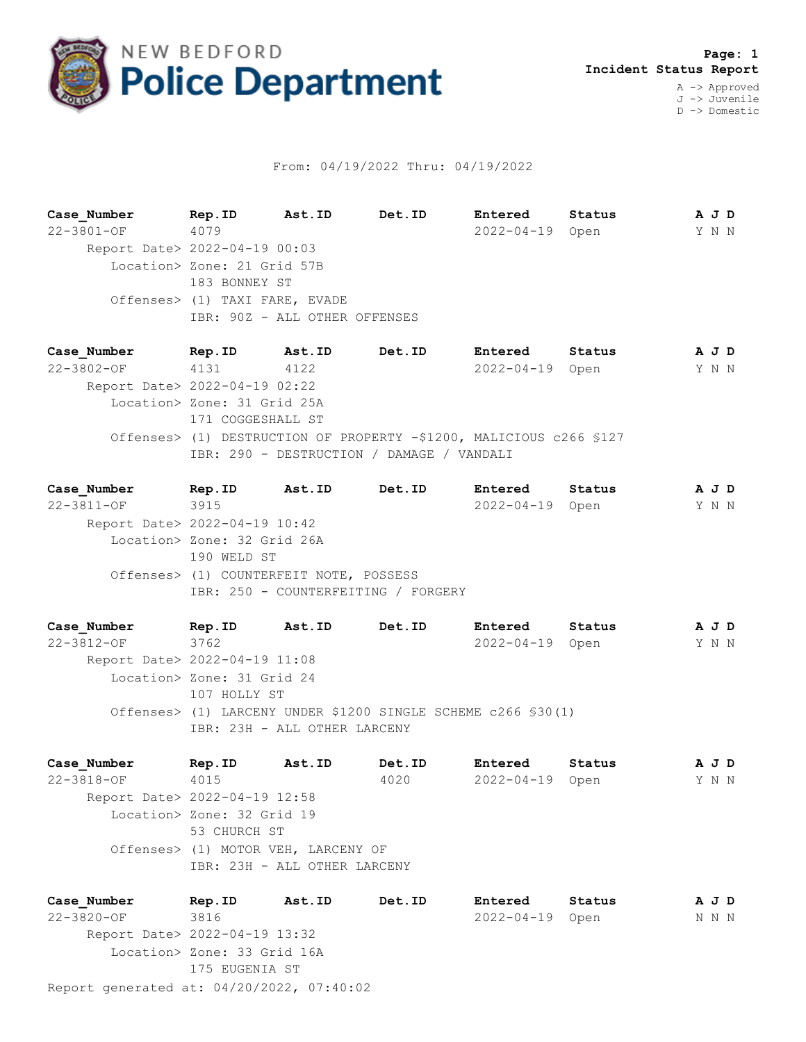# NEW BEDFORD Police Department

**Page: 1**
**Incident Status Report**

A -> Approved
J -> Juvenile
D -> Domestic

From: 04/19/2022 Thru: 04/19/2022

| Case_Number | Rep.ID | Ast.ID | Det.ID | Entered | Status | A J D |
|---|---|---|---|---|---|---|
| 22-3801-OF | 4079 | | | 2022-04-19 | Open | Y N N |

Report Date> 2022-04-19 00:03
Location> Zone: 21 Grid 57B
183 BONNEY ST
Offenses> (1) TAXI FARE, EVADE
IBR: 90Z - ALL OTHER OFFENSES

| Case_Number | Rep.ID | Ast.ID | Det.ID | Entered | Status | A J D |
|---|---|---|---|---|---|---|
| 22-3802-OF | 4131 | 4122 | | 2022-04-19 | Open | Y N N |

Report Date> 2022-04-19 02:22
Location> Zone: 31 Grid 25A
171 COGGESHALL ST
Offenses> (1) DESTRUCTION OF PROPERTY -$1200, MALICIOUS c266 §127
IBR: 290 - DESTRUCTION / DAMAGE / VANDALI

| Case_Number | Rep.ID | Ast.ID | Det.ID | Entered | Status | A J D |
|---|---|---|---|---|---|---|
| 22-3811-OF | 3915 | | | 2022-04-19 | Open | Y N N |

Report Date> 2022-04-19 10:42
Location> Zone: 32 Grid 26A
190 WELD ST
Offenses> (1) COUNTERFEIT NOTE, POSSESS
IBR: 250 - COUNTERFEITING / FORGERY

| Case_Number | Rep.ID | Ast.ID | Det.ID | Entered | Status | A J D |
|---|---|---|---|---|---|---|
| 22-3812-OF | 3762 | | | 2022-04-19 | Open | Y N N |

Report Date> 2022-04-19 11:08
Location> Zone: 31 Grid 24
107 HOLLY ST
Offenses> (1) LARCENY UNDER $1200 SINGLE SCHEME c266 §30(1)
IBR: 23H - ALL OTHER LARCENY

| Case_Number | Rep.ID | Ast.ID | Det.ID | Entered | Status | A J D |
|---|---|---|---|---|---|---|
| 22-3818-OF | 4015 | | 4020 | 2022-04-19 | Open | Y N N |

Report Date> 2022-04-19 12:58
Location> Zone: 32 Grid 19
53 CHURCH ST
Offenses> (1) MOTOR VEH, LARCENY OF
IBR: 23H - ALL OTHER LARCENY

| Case_Number | Rep.ID | Ast.ID | Det.ID | Entered | Status | A J D |
|---|---|---|---|---|---|---|
| 22-3820-OF | 3816 | | | 2022-04-19 | Open | N N N |

Report Date> 2022-04-19 13:32
Location> Zone: 33 Grid 16A
175 EUGENIA ST

Report generated at: 04/20/2022, 07:40:02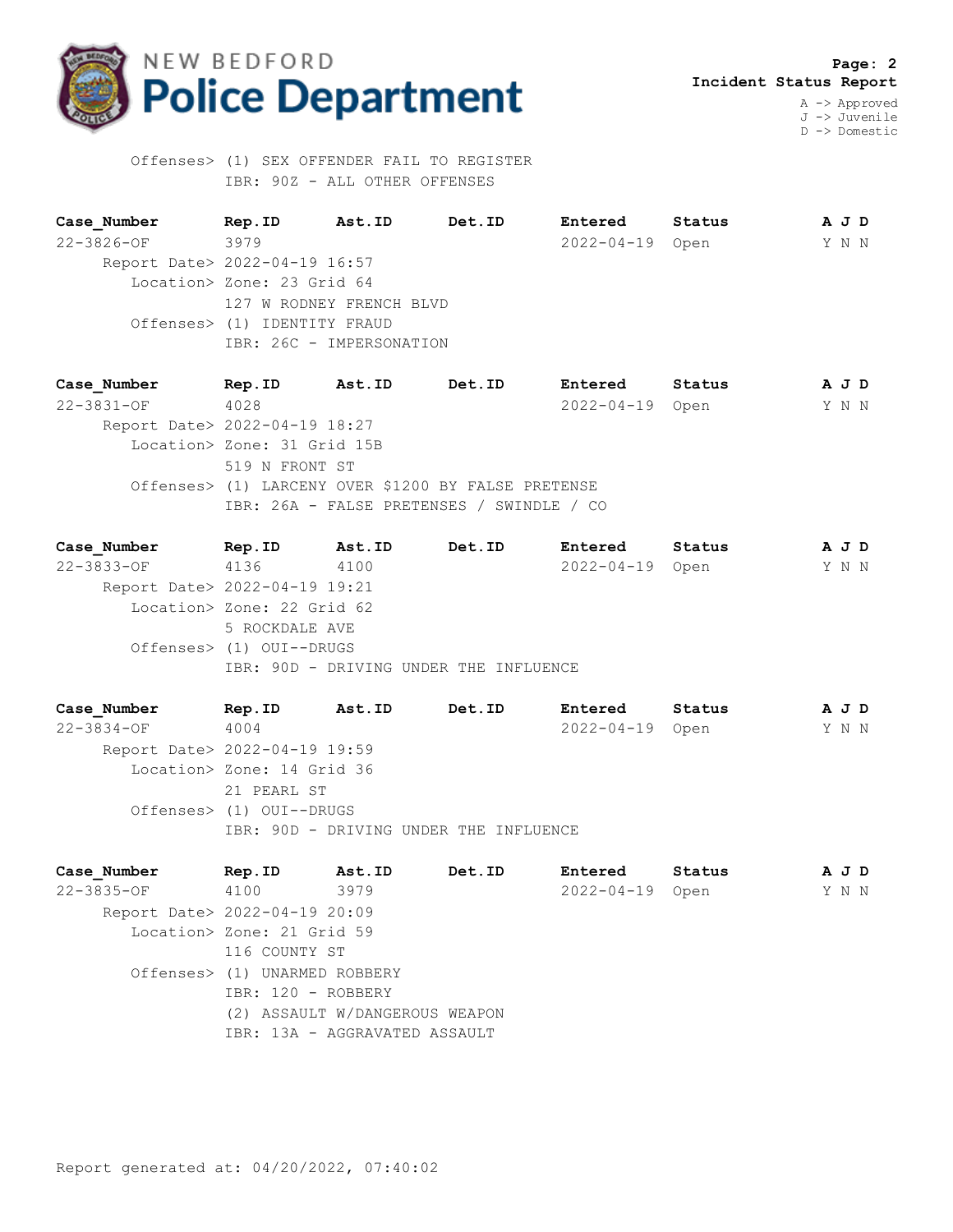**NEW BEDFORD Police Department**

**Incident Status Report**

A -> Approved
J -> Juvenile
D -> Domestic

Offenses> (1) SEX OFFENDER FAIL TO REGISTER
IBR: 90Z - ALL OTHER OFFENSES

| Case_Number | Rep.ID | Ast.ID | Det.ID | Entered | Status | A J D |
|---|---|---|---|---|---|---|
| 22-3826-OF | 3979 | | | 2022-04-19 | Open | Y N N |

Report Date> 2022-04-19 16:57
Location> Zone: 23 Grid 64
127 W RODNEY FRENCH BLVD
Offenses> (1) IDENTITY FRAUD
IBR: 26C - IMPERSONATION

| Case_Number | Rep.ID | Ast.ID | Det.ID | Entered | Status | A J D |
|---|---|---|---|---|---|---|
| 22-3831-OF | 4028 | | | 2022-04-19 | Open | Y N N |

Report Date> 2022-04-19 18:27
Location> Zone: 31 Grid 15B
519 N FRONT ST
Offenses> (1) LARCENY OVER $1200 BY FALSE PRETENSE
IBR: 26A - FALSE PRETENSES / SWINDLE / CO

| Case_Number | Rep.ID | Ast.ID | Det.ID | Entered | Status | A J D |
|---|---|---|---|---|---|---|
| 22-3833-OF | 4136 | 4100 | | 2022-04-19 | Open | Y N N |

Report Date> 2022-04-19 19:21
Location> Zone: 22 Grid 62
5 ROCKDALE AVE
Offenses> (1) OUI--DRUGS
IBR: 90D - DRIVING UNDER THE INFLUENCE

| Case_Number | Rep.ID | Ast.ID | Det.ID | Entered | Status | A J D |
|---|---|---|---|---|---|---|
| 22-3834-OF | 4004 | | | 2022-04-19 | Open | Y N N |

Report Date> 2022-04-19 19:59
Location> Zone: 14 Grid 36
21 PEARL ST
Offenses> (1) OUI--DRUGS
IBR: 90D - DRIVING UNDER THE INFLUENCE

| Case_Number | Rep.ID | Ast.ID | Det.ID | Entered | Status | A J D |
|---|---|---|---|---|---|---|
| 22-3835-OF | 4100 | 3979 | | 2022-04-19 | Open | Y N N |

Report Date> 2022-04-19 20:09
Location> Zone: 21 Grid 59
116 COUNTY ST
Offenses> (1) UNARMED ROBBERY
IBR: 120 - ROBBERY
(2) ASSAULT W/DANGEROUS WEAPON
IBR: 13A - AGGRAVATED ASSAULT

Report generated at: 04/20/2022, 07:40:02